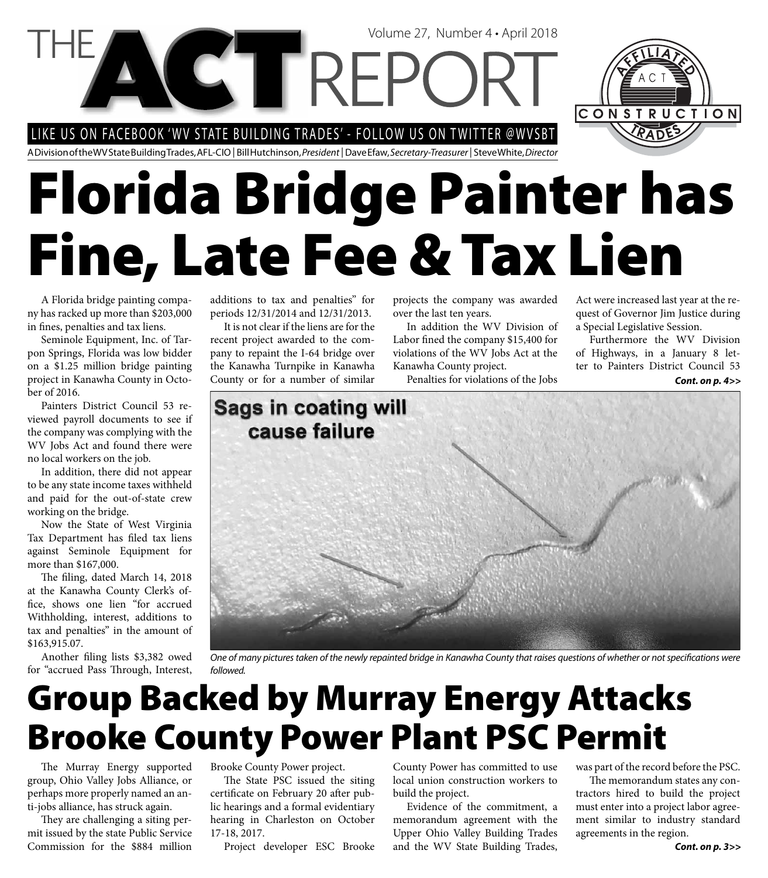# THE ACT REPORT

Volume 27, Number 4 • April 2018

LIKE US ON FACEBOOK 'WV STATE BUILDING TRADES' - FOLLOW US ON TWITTER @WVSBT

A Division of the WV State Building Trades, AFL-CIO | Bill Hutchinson, *President* | Dave Efaw, *Secretary-Treasurer* | Steve White, *Director*

AFFILIATED ACT CONSTRUCTION TRADES

# Florida Bridge Painter has Fine, Late Fee & Tax Lien

A Florida bridge painting company has racked up more than $203,000 in fines, penalties and tax liens.

Seminole Equipment, Inc. of Tarpon Springs, Florida was low bidder on a $1.25 million bridge painting project in Kanawha County in October of 2016.

Painters District Council 53 reviewed payroll documents to see if the company was complying with the WV Jobs Act and found there were no local workers on the job.

In addition, there did not appear to be any state income taxes withheld and paid for the out-of-state crew working on the bridge.

Now the State of West Virginia Tax Department has filed tax liens against Seminole Equipment for more than $167,000.

The filing, dated March 14, 2018 at the Kanawha County Clerk's office, shows one lien "for accrued Withholding, interest, additions to tax and penalties" in the amount of $163,915.07.

Another filing lists $3,382 owed for "accrued Pass Through, Interest, additions to tax and penalties" for periods 12/31/2014 and 12/31/2013.

It is not clear if the liens are for the recent project awarded to the company to repaint the I-64 bridge over the Kanawha Turnpike in Kanawha County or for a number of similar projects the company was awarded over the last ten years.

In addition the WV Division of Labor fined the company $15,400 for violations of the WV Jobs Act at the Kanawha County project.

Penalties for violations of the Jobs Act were increased last year at the request of Governor Jim Justice during a Special Legislative Session.

Furthermore the WV Division of Highways, in a January 8 letter to Painters District Council 53

***Cont. on p. 4>>***

Sags in coating will cause failure

*One of many pictures taken of the newly repainted bridge in Kanawha County that raises questions of whether or not specifications were followed.*

# Group Backed by Murray Energy Attacks Brooke County Power Plant PSC Permit

The Murray Energy supported group, Ohio Valley Jobs Alliance, or perhaps more properly named an anti-jobs alliance, has struck again.

They are challenging a siting permit issued by the state Public Service Commission for the $884 million Brooke County Power project.

The State PSC issued the siting certificate on February 20 after public hearings and a formal evidentiary hearing in Charleston on October 17-18, 2017.

Project developer ESC Brooke County Power has committed to use local union construction workers to build the project.

Evidence of the commitment, a memorandum agreement with the Upper Ohio Valley Building Trades and the WV State Building Trades, was part of the record before the PSC.

The memorandum states any contractors hired to build the project must enter into a project labor agreement similar to industry standard agreements in the region.

***Cont. on p. 3>>***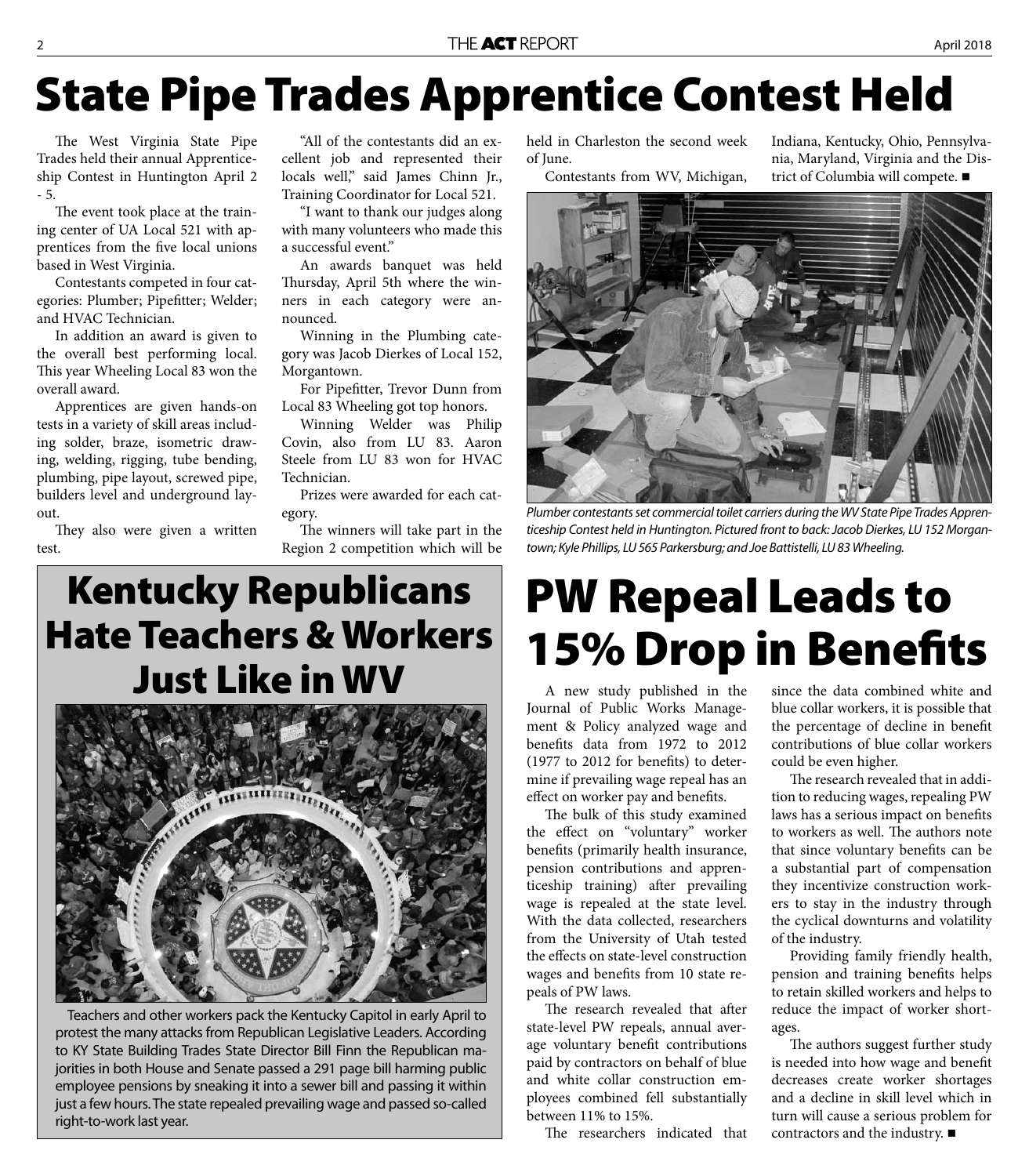# State Pipe Trades Apprentice Contest Held

The West Virginia State Pipe Trades held their annual Apprenticeship Contest in Huntington April 2 - 5.

The event took place at the training center of UA Local 521 with apprentices from the five local unions based in West Virginia.

Contestants competed in four categories: Plumber; Pipefitter; Welder; and HVAC Technician.

In addition an award is given to the overall best performing local. This year Wheeling Local 83 won the overall award.

Apprentices are given hands-on tests in a variety of skill areas including solder, braze, isometric drawing, welding, rigging, tube bending, plumbing, pipe layout, screwed pipe, builders level and underground layout.

They also were given a written test.

"All of the contestants did an excellent job and represented their locals well," said James Chinn Jr., Training Coordinator for Local 521.

"I want to thank our judges along with many volunteers who made this a successful event."

An awards banquet was held Thursday, April 5th where the winners in each category were announced.

Winning in the Plumbing category was Jacob Dierkes of Local 152, Morgantown.

For Pipefitter, Trevor Dunn from Local 83 Wheeling got top honors.

Winning Welder was Philip Covin, also from LU 83. Aaron Steele from LU 83 won for HVAC Technician.

Prizes were awarded for each category.

The winners will take part in the Region 2 competition which will be held in Charleston the second week of June.

Contestants from WV, Michigan, Indiana, Kentucky, Ohio, Pennsylvania, Maryland, Virginia and the District of Columbia will compete. ■

*Plumber contestants set commercial toilet carriers during the WV State Pipe Trades Apprenticeship Contest held in Huntington. Pictured front to back: Jacob Dierkes, LU 152 Morgantown; Kyle Phillips, LU 565 Parkersburg; and Joe Battistelli, LU 83 Wheeling.*

# Kentucky Republicans Hate Teachers & Workers Just Like in WV

Teachers and other workers pack the Kentucky Capitol in early April to protest the many attacks from Republican Legislative Leaders. According to KY State Building Trades State Director Bill Finn the Republican majorities in both House and Senate passed a 291 page bill harming public employee pensions by sneaking it into a sewer bill and passing it within just a few hours. The state repealed prevailing wage and passed so-called right-to-work last year.

# PW Repeal Leads to 15% Drop in Benefits

A new study published in the Journal of Public Works Management & Policy analyzed wage and benefits data from 1972 to 2012 (1977 to 2012 for benefits) to determine if prevailing wage repeal has an effect on worker pay and benefits.

The bulk of this study examined the effect on "voluntary" worker benefits (primarily health insurance, pension contributions and apprenticeship training) after prevailing wage is repealed at the state level. With the data collected, researchers from the University of Utah tested the effects on state-level construction wages and benefits from 10 state repeals of PW laws.

The research revealed that after state-level PW repeals, annual average voluntary benefit contributions paid by contractors on behalf of blue and white collar construction employees combined fell substantially between 11% to 15%.

The researchers indicated that since the data combined white and blue collar workers, it is possible that the percentage of decline in benefit contributions of blue collar workers could be even higher.

The research revealed that in addition to reducing wages, repealing PW laws has a serious impact on benefits to workers as well. The authors note that since voluntary benefits can be a substantial part of compensation they incentivize construction workers to stay in the industry through the cyclical downturns and volatility of the industry.

Providing family friendly health, pension and training benefits helps to retain skilled workers and helps to reduce the impact of worker shortages.

The authors suggest further study is needed into how wage and benefit decreases create worker shortages and a decline in skill level which in turn will cause a serious problem for contractors and the industry. ■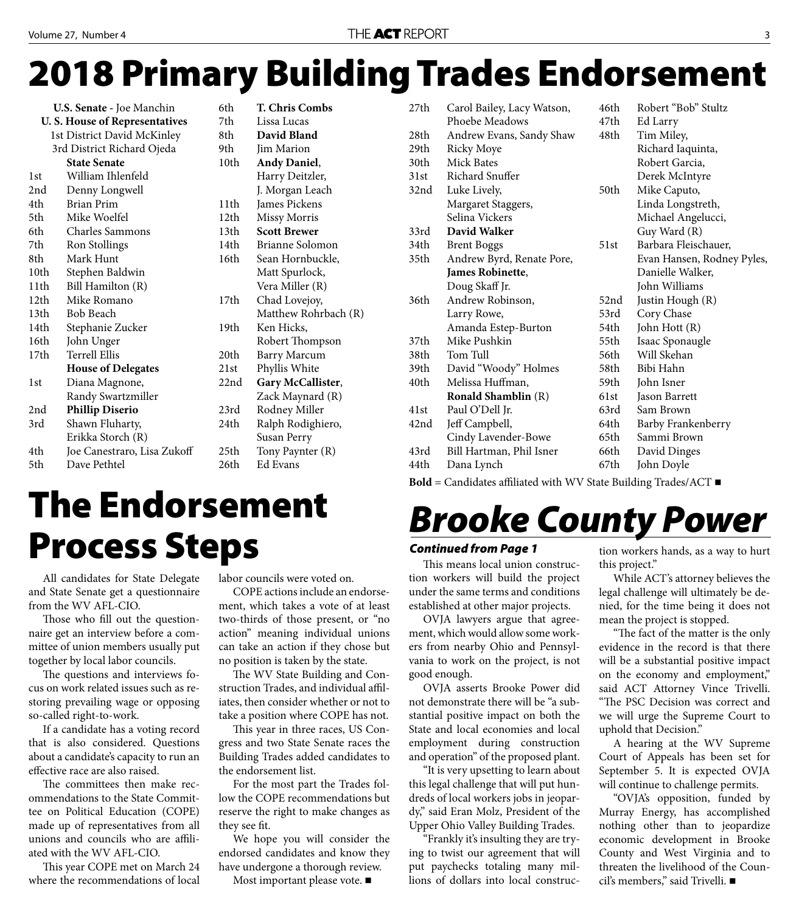# 2018 Primary Building Trades Endorsement

**U.S. Senate** - Joe Manchin

**U. S. House of Representatives**

1st District David McKinley

3rd District Richard Ojeda

**State Senate**

| | |
|---|---|
| 1st | William Ihlenfeld |
| 2nd | Denny Longwell |
| 4th | Brian Prim |
| 5th | Mike Woelfel |
| 6th | Charles Sammons |
| 7th | Ron Stollings |
| 8th | Mark Hunt |
| 10th | Stephen Baldwin |
| 11th | Bill Hamilton (R) |
| 12th | Mike Romano |
| 13th | Bob Beach |
| 14th | Stephanie Zucker |
| 16th | John Unger |
| 17th | Terrell Ellis |

**House of Delegates**

| | |
|---|---|
| 1st | Diana Magnone, Randy Swartzmiller |
| 2nd | **Phillip Diserio** |
| 3rd | Shawn Fluharty, Erikka Storch (R) |
| 4th | Joe Canestraro, Lisa Zukoff |
| 5th | Dave Pethtel |
| 6th | **T. Chris Combs** |
| 7th | Lissa Lucas |
| 8th | **David Bland** |
| 9th | Jim Marion |
| 10th | **Andy Daniel**, Harry Deitzler, J. Morgan Leach |
| 11th | James Pickens |
| 12th | Missy Morris |
| 13th | **Scott Brewer** |
| 14th | Brianne Solomon |
| 16th | Sean Hornbuckle, Matt Spurlock, Vera Miller (R) |
| 17th | Chad Lovejoy, Matthew Rohrbach (R) |
| 19th | Ken Hicks, Robert Thompson |
| 20th | Barry Marcum |
| 21st | Phyllis White |
| 22nd | **Gary McCallister**, Zack Maynard (R) |
| 23rd | Rodney Miller |
| 24th | Ralph Rodighiero, Susan Perry |
| 25th | Tony Paynter (R) |
| 26th | Ed Evans |
| 27th | Carol Bailey, Lacy Watson, Phoebe Meadows |
| 28th | Andrew Evans, Sandy Shaw |
| 29th | Ricky Moye |
| 30th | Mick Bates |
| 31st | Richard Snuffer |
| 32nd | Luke Lively, Margaret Staggers, Selina Vickers |
| 33rd | **David Walker** |
| 34th | Brent Boggs |
| 35th | Andrew Byrd, Renate Pore, **James Robinette**, Doug Skaff Jr. |
| 36th | Andrew Robinson, Larry Rowe, Amanda Estep-Burton |
| 37th | Mike Pushkin |
| 38th | Tom Tull |
| 39th | David "Woody" Holmes |
| 40th | Melissa Huffman, **Ronald Shamblin** (R) |
| 41st | Paul O'Dell Jr. |
| 42nd | Jeff Campbell, Cindy Lavender-Bowe |
| 43rd | Bill Hartman, Phil Isner |
| 44th | Dana Lynch |
| 46th | Robert "Bob" Stultz |
| 47th | Ed Larry |
| 48th | Tim Miley, Richard Iaquinta, Robert Garcia, Derek McIntyre |
| 50th | Mike Caputo, Linda Longstreth, Michael Angelucci, Guy Ward (R) |
| 51st | Barbara Fleischauer, Evan Hansen, Rodney Pyles, Danielle Walker, John Williams |
| 52nd | Justin Hough (R) |
| 53rd | Cory Chase |
| 54th | John Hott (R) |
| 55th | Isaac Sponaugle |
| 56th | Will Skehan |
| 58th | Bibi Hahn |
| 59th | John Isner |
| 61st | Jason Barrett |
| 63rd | Sam Brown |
| 64th | Barby Frankenberry |
| 65th | Sammi Brown |
| 66th | David Dinges |
| 67th | John Doyle |

**Bold** = Candidates affiliated with WV State Building Trades/ACT ■

# The Endorsement Process Steps

All candidates for State Delegate and State Senate get a questionnaire from the WV AFL-CIO.

Those who fill out the questionnaire get an interview before a committee of union members usually put together by local labor councils.

The questions and interviews focus on work related issues such as restoring prevailing wage or opposing so-called right-to-work.

If a candidate has a voting record that is also considered. Questions about a candidate's capacity to run an effective race are also raised.

The committees then make recommendations to the State Committee on Political Education (COPE) made up of representatives from all unions and councils who are affiliated with the WV AFL-CIO.

This year COPE met on March 24 where the recommendations of local labor councils were voted on.

COPE actions include an endorsement, which takes a vote of at least two-thirds of those present, or "no action" meaning individual unions can take an action if they chose but no position is taken by the state.

The WV State Building and Construction Trades, and individual affiliates, then consider whether or not to take a position where COPE has not.

This year in three races, US Congress and two State Senate races the Building Trades added candidates to the endorsement list.

For the most part the Trades follow the COPE recommendations but reserve the right to make changes as they see fit.

We hope you will consider the endorsed candidates and know they have undergone a thorough review.

Most important please vote. ■

# *Brooke County Power*

***Continued from Page 1***

This means local union construction workers will build the project under the same terms and conditions established at other major projects.

OVJA lawyers argue that agreement, which would allow some workers from nearby Ohio and Pennsylvania to work on the project, is not good enough.

OVJA asserts Brooke Power did not demonstrate there will be "a substantial positive impact on both the State and local economies and local employment during construction and operation" of the proposed plant.

"It is very upsetting to learn about this legal challenge that will put hundreds of local workers jobs in jeopardy," said Eran Molz, President of the Upper Ohio Valley Building Trades.

"Frankly it's insulting they are trying to twist our agreement that will put paychecks totaling many millions of dollars into local construction workers hands, as a way to hurt this project."

While ACT's attorney believes the legal challenge will ultimately be denied, for the time being it does not mean the project is stopped.

"The fact of the matter is the only evidence in the record is that there will be a substantial positive impact on the economy and employment," said ACT Attorney Vince Trivelli. "The PSC Decision was correct and we will urge the Supreme Court to uphold that Decision."

A hearing at the WV Supreme Court of Appeals has been set for September 5. It is expected OVJA will continue to challenge permits.

"OVJA's opposition, funded by Murray Energy, has accomplished nothing other than to jeopardize economic development in Brooke County and West Virginia and to threaten the livelihood of the Council's members," said Trivelli. ■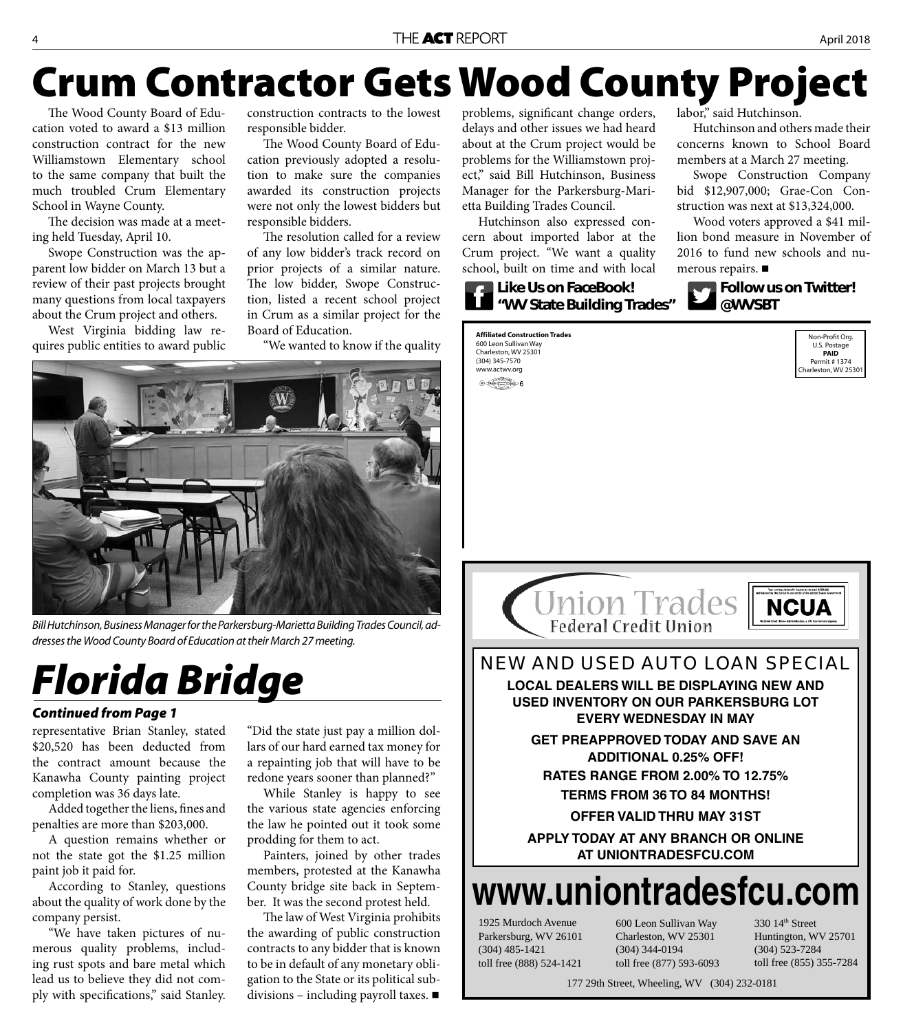# Crum Contractor Gets Wood County Project

The Wood County Board of Education voted to award a $13 million construction contract for the new Williamstown Elementary school to the same company that built the much troubled Crum Elementary School in Wayne County.

The decision was made at a meeting held Tuesday, April 10.

Swope Construction was the apparent low bidder on March 13 but a review of their past projects brought many questions from local taxpayers about the Crum project and others.

West Virginia bidding law requires public entities to award public construction contracts to the lowest responsible bidder.

The Wood County Board of Education previously adopted a resolution to make sure the companies awarded its construction projects were not only the lowest bidders but responsible bidders.

The resolution called for a review of any low bidder's track record on prior projects of a similar nature. The low bidder, Swope Construction, listed a recent school project in Crum as a similar project for the Board of Education.

"We wanted to know if the quality problems, significant change orders, delays and other issues we had heard about at the Crum project would be problems for the Williamstown project," said Bill Hutchinson, Business Manager for the Parkersburg-Marietta Building Trades Council.

Hutchinson also expressed concern about imported labor at the Crum project. "We want a quality school, built on time and with local labor," said Hutchinson.

Hutchinson and others made their concerns known to School Board members at a March 27 meeting.

Swope Construction Company bid $12,907,000; Grae-Con Construction was next at $13,324,000.

Wood voters approved a $41 million bond measure in November of 2016 to fund new schools and numerous repairs. ■

*Bill Hutchinson, Business Manager for the Parkersburg-Marietta Building Trades Council, addresses the Wood County Board of Education at their March 27 meeting.*

**Like Us on FaceBook! "WV State Building Trades"**

**Follow us on Twitter! @WVSBT**

**Affiliated Construction Trades**
600 Leon Sullivan Way
Charleston, WV 25301
(304) 345-7570
www.actwv.org

Non-Profit Org.
U.S. Postage
**PAID**
Permit # 1374
Charleston, WV 25301

# *Florida Bridge*

***Continued from Page 1***

representative Brian Stanley, stated $20,520 has been deducted from the contract amount because the Kanawha County painting project completion was 36 days late.

Added together the liens, fines and penalties are more than $203,000.

A question remains whether or not the state got the $1.25 million paint job it paid for.

According to Stanley, questions about the quality of work done by the company persist.

"We have taken pictures of numerous quality problems, including rust spots and bare metal which lead us to believe they did not comply with specifications," said Stanley. "Did the state just pay a million dollars of our hard earned tax money for a repainting job that will have to be redone years sooner than planned?"

While Stanley is happy to see the various state agencies enforcing the law he pointed out it took some prodding for them to act.

Painters, joined by other trades members, protested at the Kanawha County bridge site back in September. It was the second protest held.

The law of West Virginia prohibits the awarding of public construction contracts to any bidder that is known to be in default of any monetary obligation to the State or its political subdivisions – including payroll taxes. ■

**Union Trades Federal Credit Union**

NCUA

## NEW AND USED AUTO LOAN SPECIAL

**LOCAL DEALERS WILL BE DISPLAYING NEW AND USED INVENTORY ON OUR PARKERSBURG LOT EVERY WEDNESDAY IN MAY**

**GET PREAPPROVED TODAY AND SAVE AN ADDITIONAL 0.25% OFF!**

**RATES RANGE FROM 2.00% TO 12.75%**

**TERMS FROM 36 TO 84 MONTHS!**

**OFFER VALID THRU MAY 31ST**

**APPLY TODAY AT ANY BRANCH OR ONLINE AT UNIONTRADESFCU.COM**

# www.uniontradesfcu.com

1925 Murdoch Avenue
Parkersburg, WV 26101
(304) 485-1421
toll free (888) 524-1421

600 Leon Sullivan Way
Charleston, WV 25301
(304) 344-0194
toll free (877) 593-6093

330 14th Street
Huntington, WV 25701
(304) 523-7284
toll free (855) 355-7284

177 29th Street, Wheeling, WV (304) 232-0181